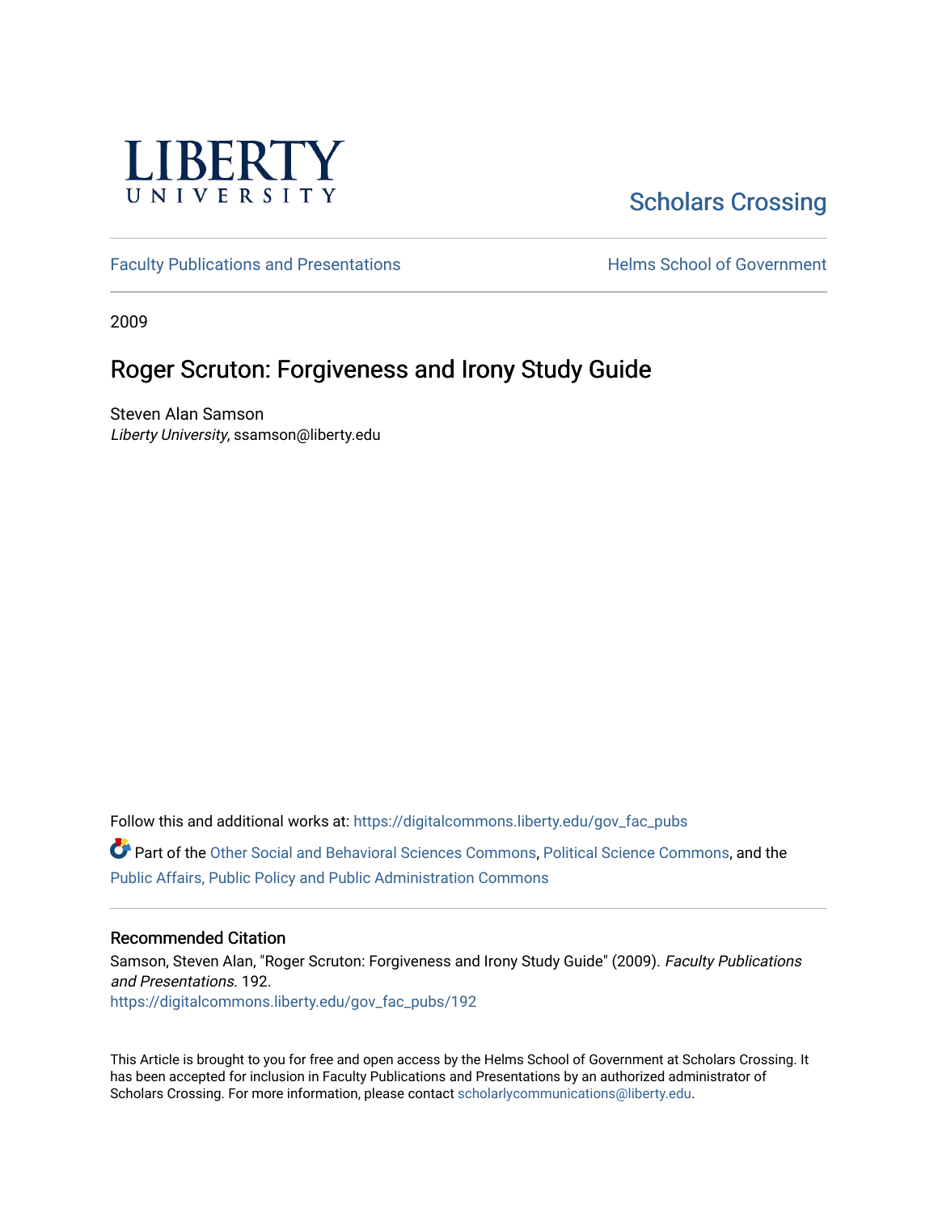LIBERTY UNIVERSITY

Scholars Crossing

Faculty Publications and Presentations

Helms School of Government

2009

# Roger Scruton: Forgiveness and Irony Study Guide

Steven Alan Samson
*Liberty University*, ssamson@liberty.edu

Follow this and additional works at: https://digitalcommons.liberty.edu/gov_fac_pubs

Part of the Other Social and Behavioral Sciences Commons, Political Science Commons, and the Public Affairs, Public Policy and Public Administration Commons

## Recommended Citation

Samson, Steven Alan, "Roger Scruton: Forgiveness and Irony Study Guide" (2009). *Faculty Publications and Presentations*. 192.
https://digitalcommons.liberty.edu/gov_fac_pubs/192

This Article is brought to you for free and open access by the Helms School of Government at Scholars Crossing. It has been accepted for inclusion in Faculty Publications and Presentations by an authorized administrator of Scholars Crossing. For more information, please contact scholarlycommunications@liberty.edu.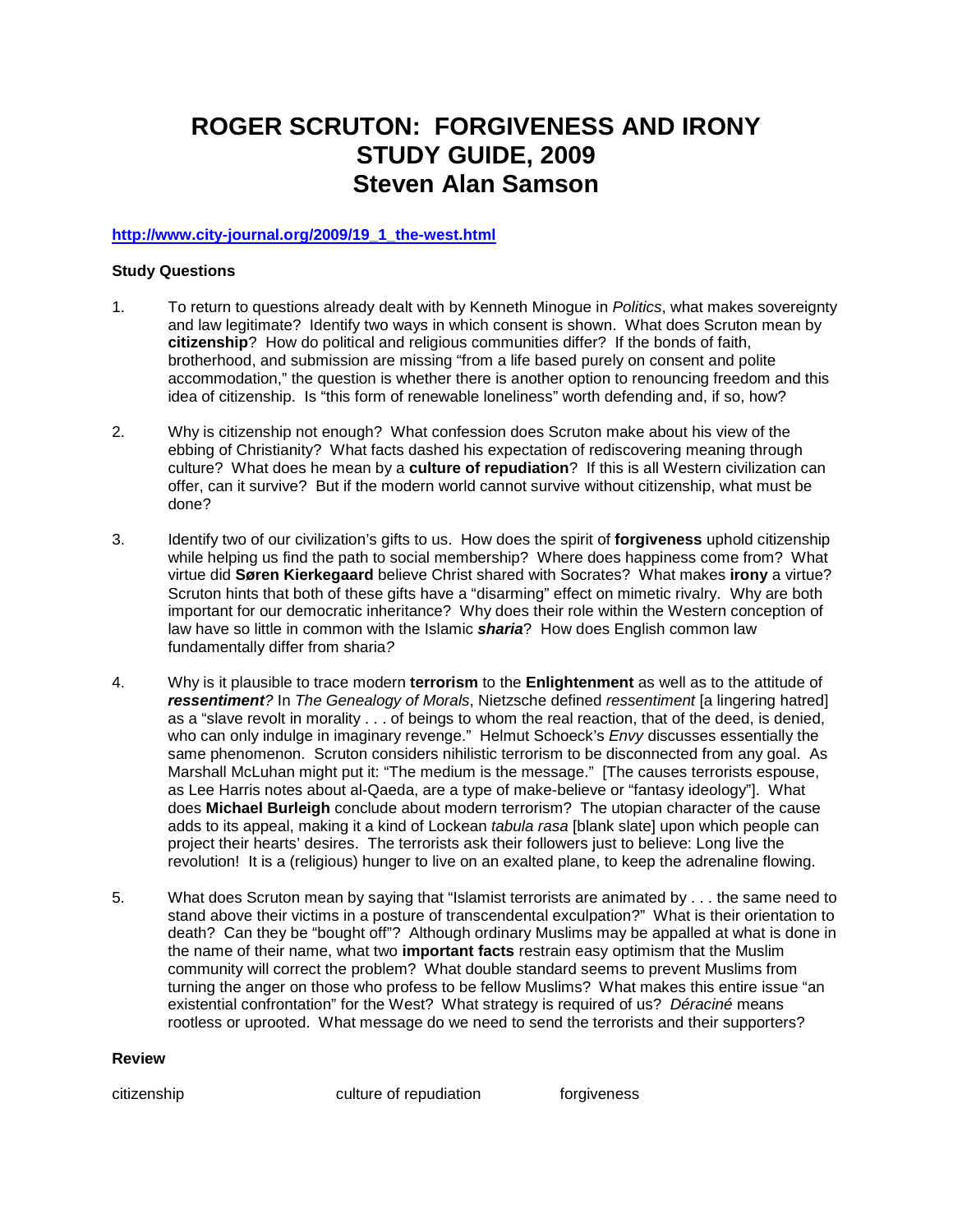# ROGER SCRUTON: FORGIVENESS AND IRONY STUDY GUIDE, 2009 Steven Alan Samson

**http://www.city-journal.org/2009/19_1_the-west.html**

**Study Questions**

1. To return to questions already dealt with by Kenneth Minogue in *Politics*, what makes sovereignty and law legitimate? Identify two ways in which consent is shown. What does Scruton mean by **citizenship**? How do political and religious communities differ? If the bonds of faith, brotherhood, and submission are missing "from a life based purely on consent and polite accommodation," the question is whether there is another option to renouncing freedom and this idea of citizenship. Is "this form of renewable loneliness" worth defending and, if so, how?

2. Why is citizenship not enough? What confession does Scruton make about his view of the ebbing of Christianity? What facts dashed his expectation of rediscovering meaning through culture? What does he mean by a **culture of repudiation**? If this is all Western civilization can offer, can it survive? But if the modern world cannot survive without citizenship, what must be done?

3. Identify two of our civilization's gifts to us. How does the spirit of **forgiveness** uphold citizenship while helping us find the path to social membership? Where does happiness come from? What virtue did **Søren Kierkegaard** believe Christ shared with Socrates? What makes **irony** a virtue? Scruton hints that both of these gifts have a "disarming" effect on mimetic rivalry. Why are both important for our democratic inheritance? Why does their role within the Western conception of law have so little in common with the Islamic ***sharia***? How does English common law fundamentally differ from sharia?

4. Why is it plausible to trace modern **terrorism** to the **Enlightenment** as well as to the attitude of ***ressentiment****?* In *The Genealogy of Morals*, Nietzsche defined *ressentiment* [a lingering hatred] as a "slave revolt in morality . . . of beings to whom the real reaction, that of the deed, is denied, who can only indulge in imaginary revenge." Helmut Schoeck's *Envy* discusses essentially the same phenomenon. Scruton considers nihilistic terrorism to be disconnected from any goal. As Marshall McLuhan might put it: "The medium is the message." [The causes terrorists espouse, as Lee Harris notes about al-Qaeda, are a type of make-believe or "fantasy ideology"]. What does **Michael Burleigh** conclude about modern terrorism? The utopian character of the cause adds to its appeal, making it a kind of Lockean *tabula rasa* [blank slate] upon which people can project their hearts' desires. The terrorists ask their followers just to believe: Long live the revolution! It is a (religious) hunger to live on an exalted plane, to keep the adrenaline flowing.

5. What does Scruton mean by saying that "Islamist terrorists are animated by . . . the same need to stand above their victims in a posture of transcendental exculpation?" What is their orientation to death? Can they be "bought off"? Although ordinary Muslims may be appalled at what is done in the name of their name, what two **important facts** restrain easy optimism that the Muslim community will correct the problem? What double standard seems to prevent Muslims from turning the anger on those who profess to be fellow Muslims? What makes this entire issue "an existential confrontation" for the West? What strategy is required of us? *Déraciné* means rootless or uprooted. What message do we need to send the terrorists and their supporters?

**Review**

citizenship | culture of repudiation | forgiveness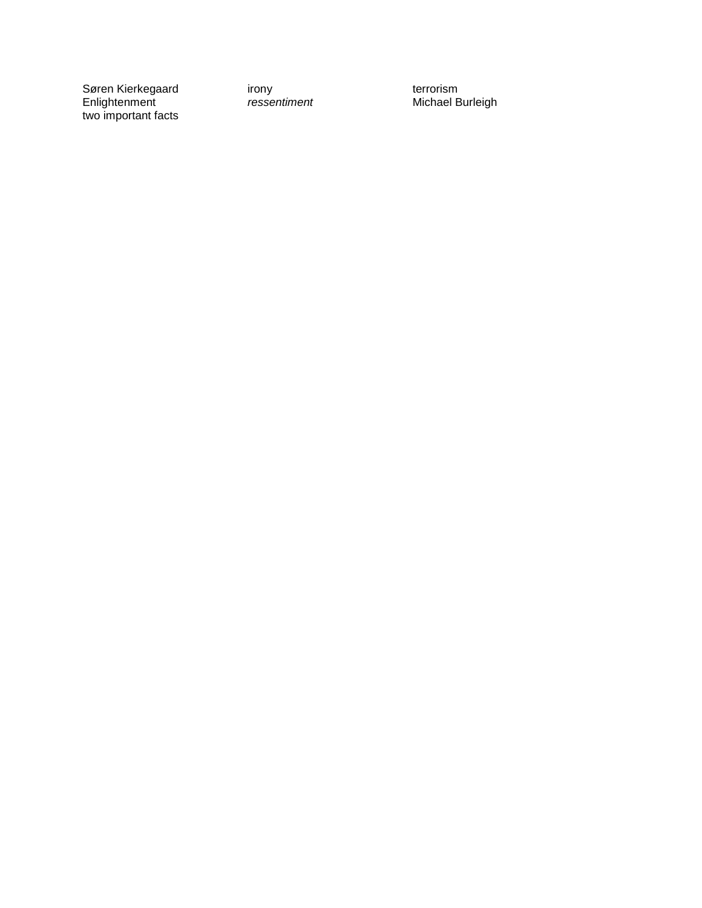| | | |
|---|---|---|
| Søren Kierkegaard | irony | terrorism |
| Enlightenment | *ressentiment* | Michael Burleigh |
| two important facts | | |